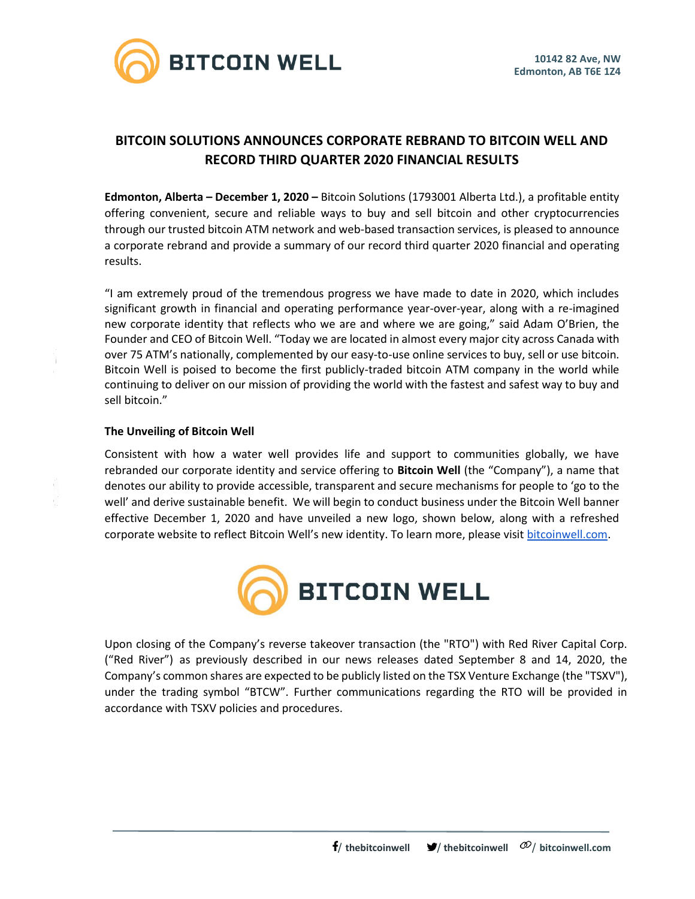10142 82 Ave, NW
Edmonton, AB T6E 1Z4

# BITCOIN SOLUTIONS ANNOUNCES CORPORATE REBRAND TO BITCOIN WELL AND RECORD THIRD QUARTER 2020 FINANCIAL RESULTS

**Edmonton, Alberta – December 1, 2020 –** Bitcoin Solutions (1793001 Alberta Ltd.), a profitable entity offering convenient, secure and reliable ways to buy and sell bitcoin and other cryptocurrencies through our trusted bitcoin ATM network and web-based transaction services, is pleased to announce a corporate rebrand and provide a summary of our record third quarter 2020 financial and operating results.

"I am extremely proud of the tremendous progress we have made to date in 2020, which includes significant growth in financial and operating performance year-over-year, along with a re-imagined new corporate identity that reflects who we are and where we are going," said Adam O'Brien, the Founder and CEO of Bitcoin Well. "Today we are located in almost every major city across Canada with over 75 ATM's nationally, complemented by our easy-to-use online services to buy, sell or use bitcoin. Bitcoin Well is poised to become the first publicly-traded bitcoin ATM company in the world while continuing to deliver on our mission of providing the world with the fastest and safest way to buy and sell bitcoin."

## The Unveiling of Bitcoin Well

Consistent with how a water well provides life and support to communities globally, we have rebranded our corporate identity and service offering to **Bitcoin Well** (the "Company"), a name that denotes our ability to provide accessible, transparent and secure mechanisms for people to 'go to the well' and derive sustainable benefit. We will begin to conduct business under the Bitcoin Well banner effective December 1, 2020 and have unveiled a new logo, shown below, along with a refreshed corporate website to reflect Bitcoin Well's new identity. To learn more, please visit bitcoinwell.com.

BITCOIN WELL

Upon closing of the Company's reverse takeover transaction (the "RTO") with Red River Capital Corp. ("Red River") as previously described in our news releases dated September 8 and 14, 2020, the Company's common shares are expected to be publicly listed on the TSX Venture Exchange (the "TSXV"), under the trading symbol "BTCW". Further communications regarding the RTO will be provided in accordance with TSXV policies and procedures.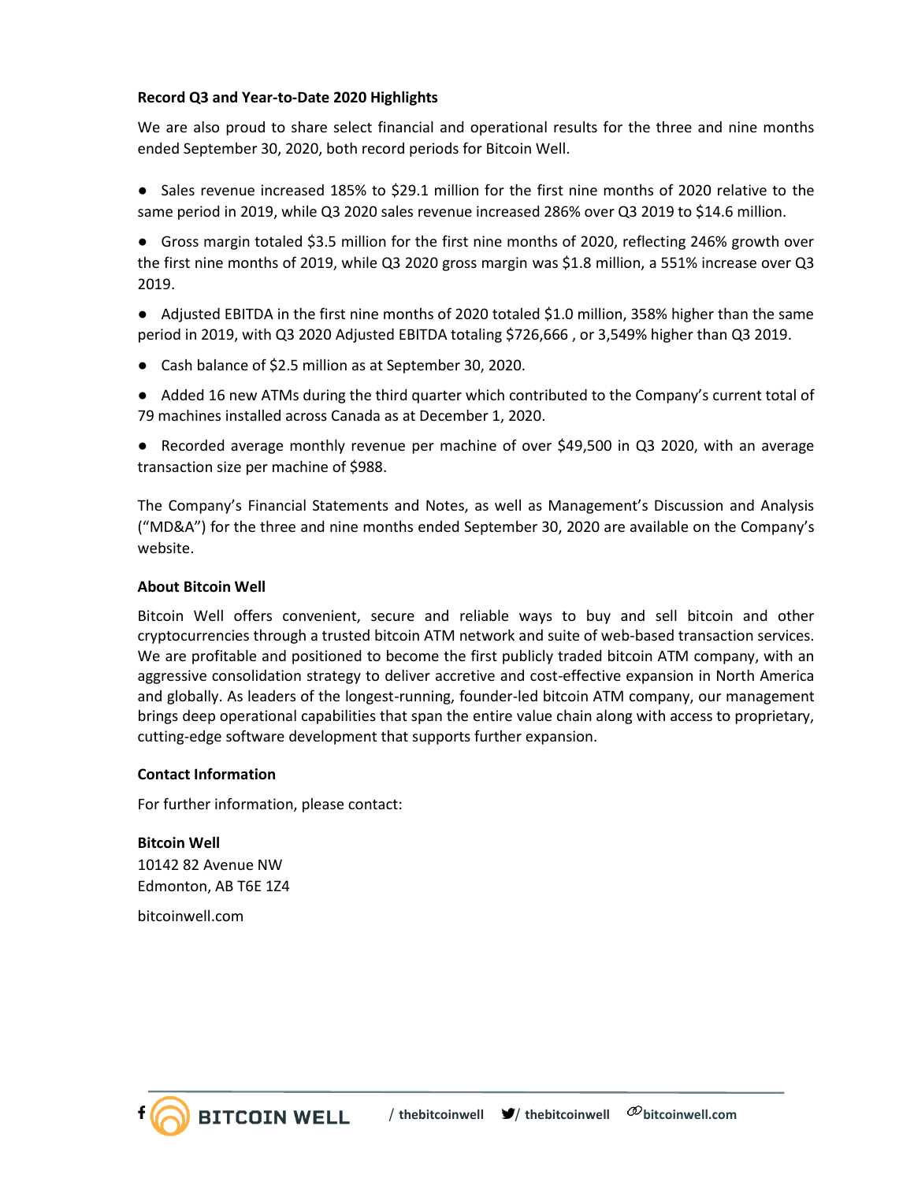**Record Q3 and Year-to-Date 2020 Highlights**

We are also proud to share select financial and operational results for the three and nine months ended September 30, 2020, both record periods for Bitcoin Well.

- Sales revenue increased 185% to $29.1 million for the first nine months of 2020 relative to the same period in 2019, while Q3 2020 sales revenue increased 286% over Q3 2019 to $14.6 million.
- Gross margin totaled $3.5 million for the first nine months of 2020, reflecting 246% growth over the first nine months of 2019, while Q3 2020 gross margin was $1.8 million, a 551% increase over Q3 2019.
- Adjusted EBITDA in the first nine months of 2020 totaled $1.0 million, 358% higher than the same period in 2019, with Q3 2020 Adjusted EBITDA totaling $726,666 , or 3,549% higher than Q3 2019.
- Cash balance of $2.5 million as at September 30, 2020.
- Added 16 new ATMs during the third quarter which contributed to the Company's current total of 79 machines installed across Canada as at December 1, 2020.
- Recorded average monthly revenue per machine of over $49,500 in Q3 2020, with an average transaction size per machine of $988.

The Company's Financial Statements and Notes, as well as Management's Discussion and Analysis ("MD&A") for the three and nine months ended September 30, 2020 are available on the Company's website.

**About Bitcoin Well**

Bitcoin Well offers convenient, secure and reliable ways to buy and sell bitcoin and other cryptocurrencies through a trusted bitcoin ATM network and suite of web-based transaction services. We are profitable and positioned to become the first publicly traded bitcoin ATM company, with an aggressive consolidation strategy to deliver accretive and cost-effective expansion in North America and globally. As leaders of the longest-running, founder-led bitcoin ATM company, our management brings deep operational capabilities that span the entire value chain along with access to proprietary, cutting-edge software development that supports further expansion.

**Contact Information**

For further information, please contact:

**Bitcoin Well**
10142 82 Avenue NW
Edmonton, AB T6E 1Z4

bitcoinwell.com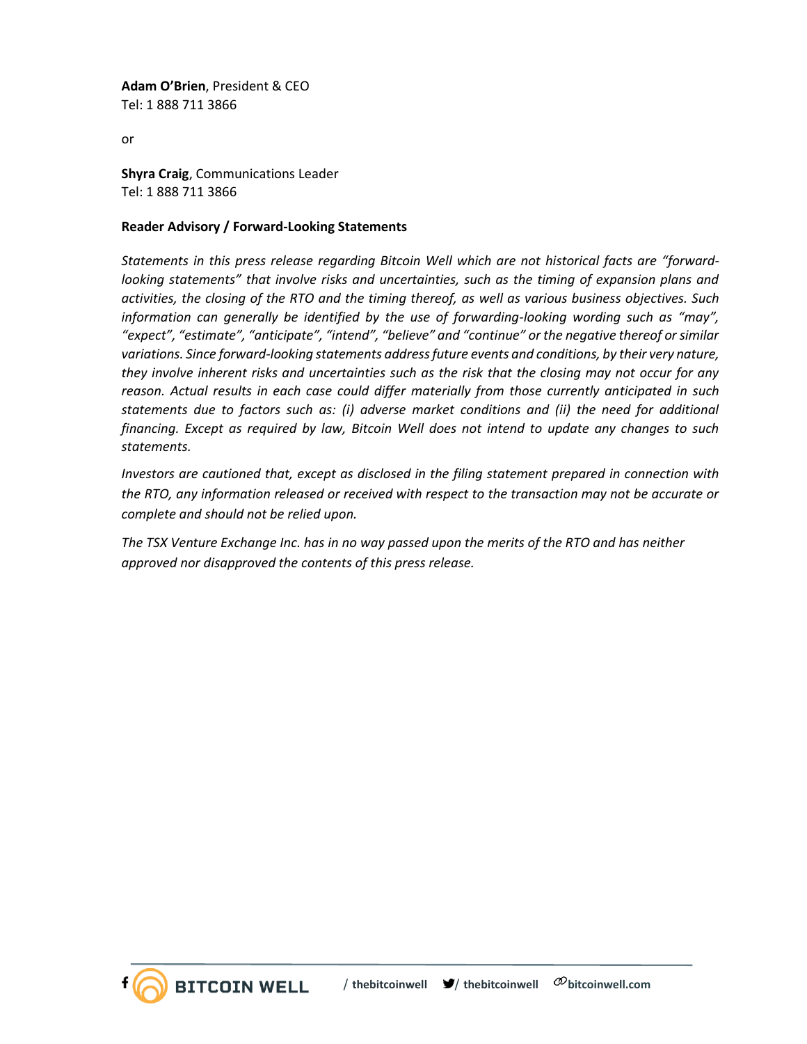**Adam O'Brien**, President & CEO
Tel: 1 888 711 3866

or

**Shyra Craig**, Communications Leader
Tel: 1 888 711 3866

**Reader Advisory / Forward-Looking Statements**

*Statements in this press release regarding Bitcoin Well which are not historical facts are "forward-looking statements" that involve risks and uncertainties, such as the timing of expansion plans and activities, the closing of the RTO and the timing thereof, as well as various business objectives. Such information can generally be identified by the use of forwarding-looking wording such as "may", "expect", "estimate", "anticipate", "intend", "believe" and "continue" or the negative thereof or similar variations. Since forward-looking statements address future events and conditions, by their very nature, they involve inherent risks and uncertainties such as the risk that the closing may not occur for any reason. Actual results in each case could differ materially from those currently anticipated in such statements due to factors such as: (i) adverse market conditions and (ii) the need for additional financing. Except as required by law, Bitcoin Well does not intend to update any changes to such statements.*

*Investors are cautioned that, except as disclosed in the filing statement prepared in connection with the RTO, any information released or received with respect to the transaction may not be accurate or complete and should not be relied upon.*

*The TSX Venture Exchange Inc. has in no way passed upon the merits of the RTO and has neither approved nor disapproved the contents of this press release.*